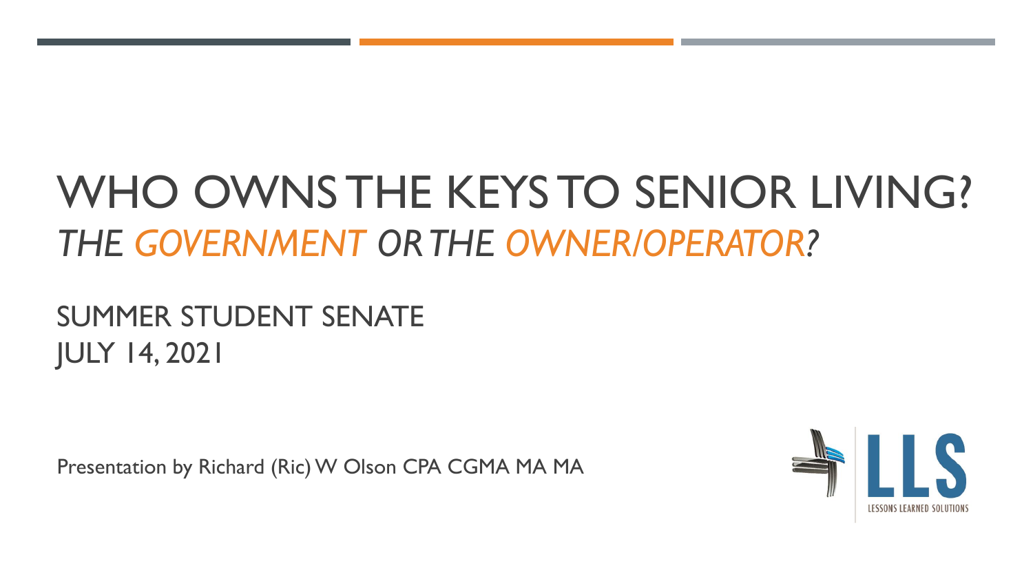# WHO OWNS THE KEYS TO SENIOR LIVING?

## *THE GOVERNMENT OR THE OWNER/OPERATOR?*

SUMMER STUDENT SENATE
JULY 14, 2021

Presentation by Richard (Ric) W Olson CPA CGMA MA MA

LLS
LESSONS LEARNED SOLUTIONS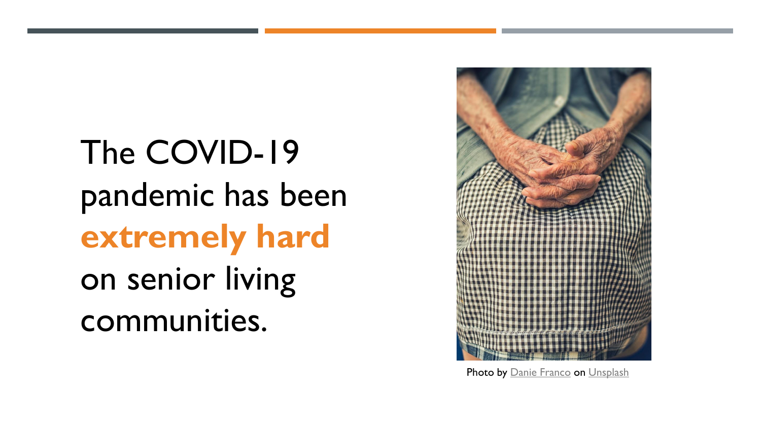The COVID-19 pandemic has been **extremely hard** on senior living communities.

Photo by Danie Franco on Unsplash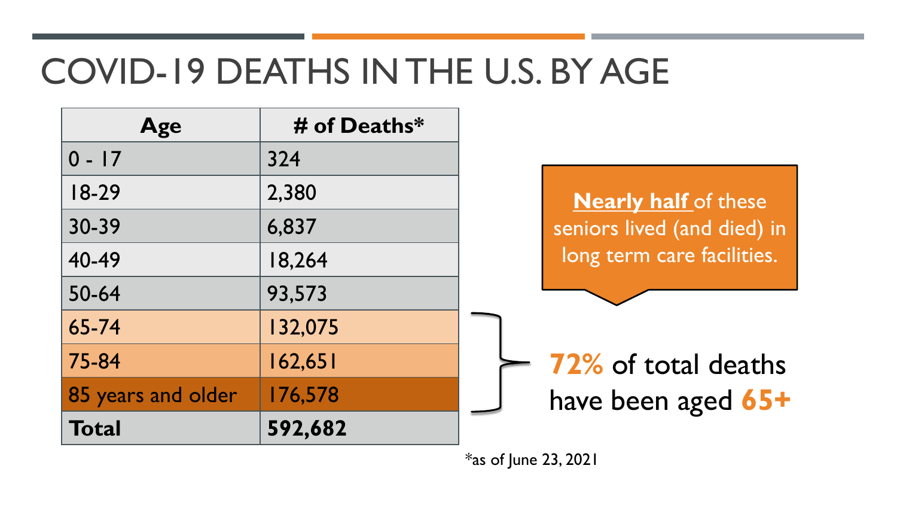# COVID-19 DEATHS IN THE U.S. BY AGE

| Age | # of Deaths* |
| --- | --- |
| 0 - 17 | 324 |
| 18-29 | 2,380 |
| 30-39 | 6,837 |
| 40-49 | 18,264 |
| 50-64 | 93,573 |
| 65-74 | 132,075 |
| 75-84 | 162,651 |
| 85 years and older | 176,578 |
| **Total** | **592,682** |

**Nearly half** of these seniors lived (and died) in long term care facilities.

**72%** of total deaths have been aged **65+**

*as of June 23, 2021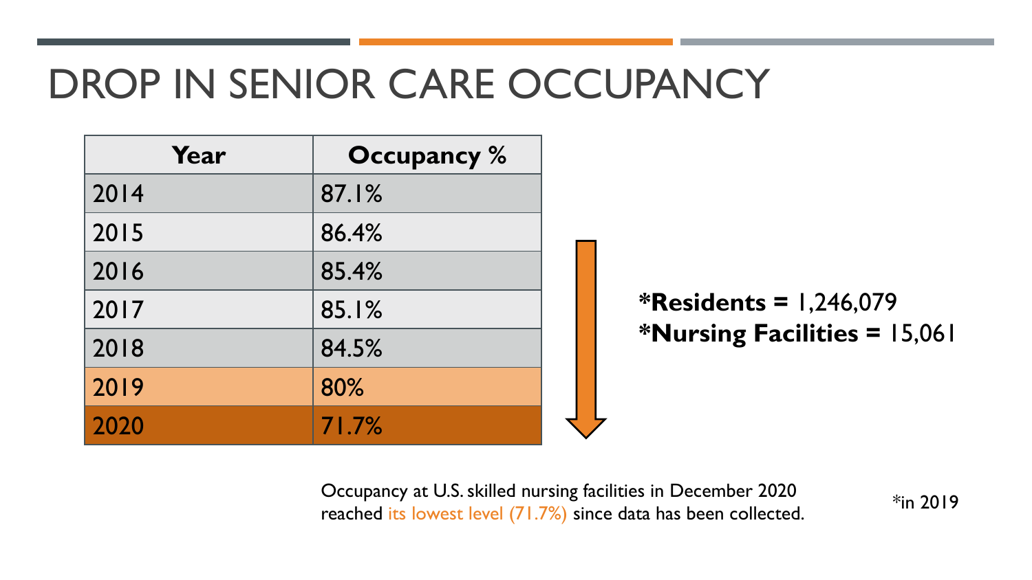# DROP IN SENIOR CARE OCCUPANCY

| Year | Occupancy % |
|---|---|
| 2014 | 87.1% |
| 2015 | 86.4% |
| 2016 | 85.4% |
| 2017 | 85.1% |
| 2018 | 84.5% |
| 2019 | 80% |
| 2020 | 71.7% |

**\*Residents =** 1,246,079
**\*Nursing Facilities =** 15,061

Occupancy at U.S. skilled nursing facilities in December 2020 reached its lowest level (71.7%) since data has been collected.

*in 2019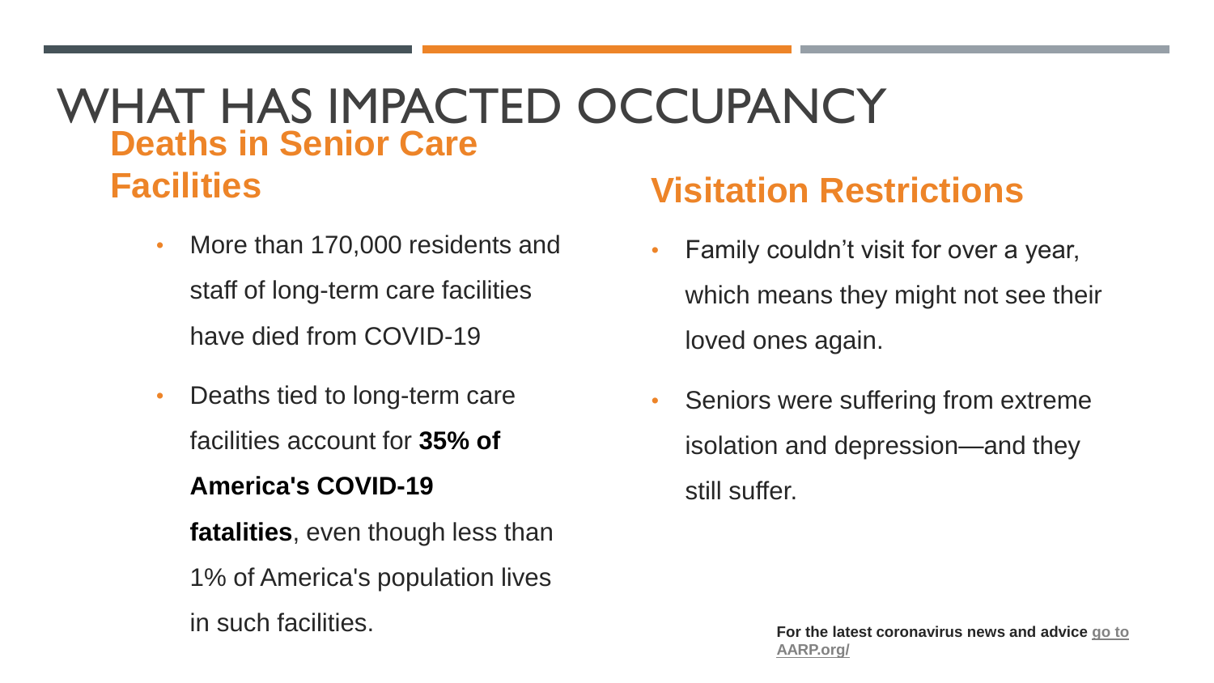# WHAT HAS IMPACTED OCCUPANCY

## Deaths in Senior Care Facilities

- More than 170,000 residents and staff of long-term care facilities have died from COVID-19
- Deaths tied to long-term care facilities account for **35% of America's COVID-19 fatalities**, even though less than 1% of America's population lives in such facilities.

## Visitation Restrictions

- Family couldn't visit for over a year, which means they might not see their loved ones again.
- Seniors were suffering from extreme isolation and depression—and they still suffer.

**For the latest coronavirus news and advice [go to AARP.org/](AARP.org/)**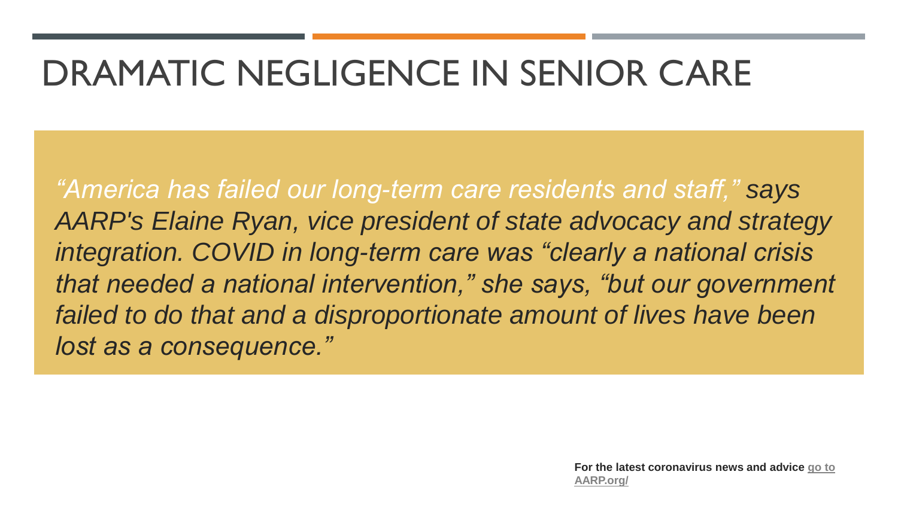# DRAMATIC NEGLIGENCE IN SENIOR CARE

*"America has failed our long-term care residents and staff," says AARP's Elaine Ryan, vice president of state advocacy and strategy integration. COVID in long-term care was "clearly a national crisis that needed a national intervention," she says, "but our government failed to do that and a disproportionate amount of lives have been lost as a consequence."*

**For the latest coronavirus news and advice [go to AARP.org/](AARP.org/)**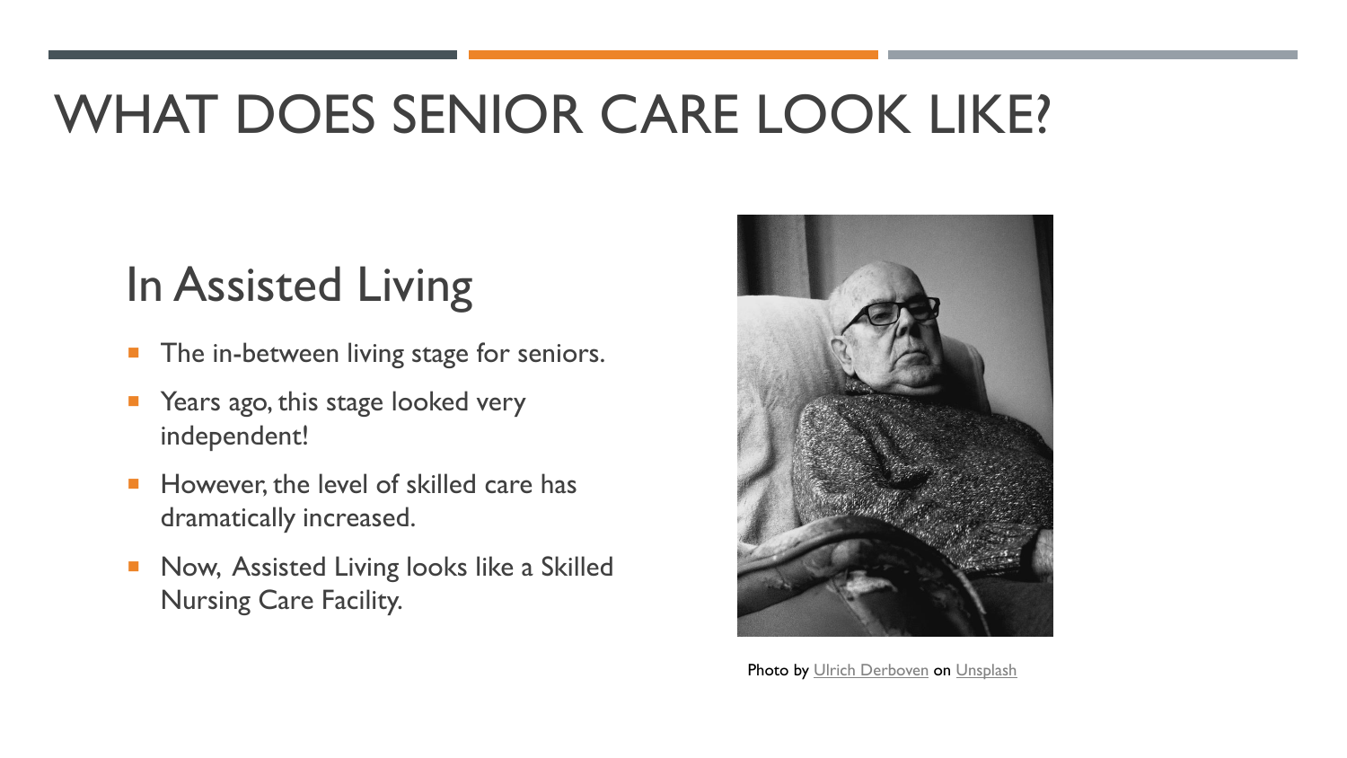# WHAT DOES SENIOR CARE LOOK LIKE?

## In Assisted Living

- The in-between living stage for seniors.
- Years ago, this stage looked very independent!
- However, the level of skilled care has dramatically increased.
- Now, Assisted Living looks like a Skilled Nursing Care Facility.

Photo by Ulrich Derboven on Unsplash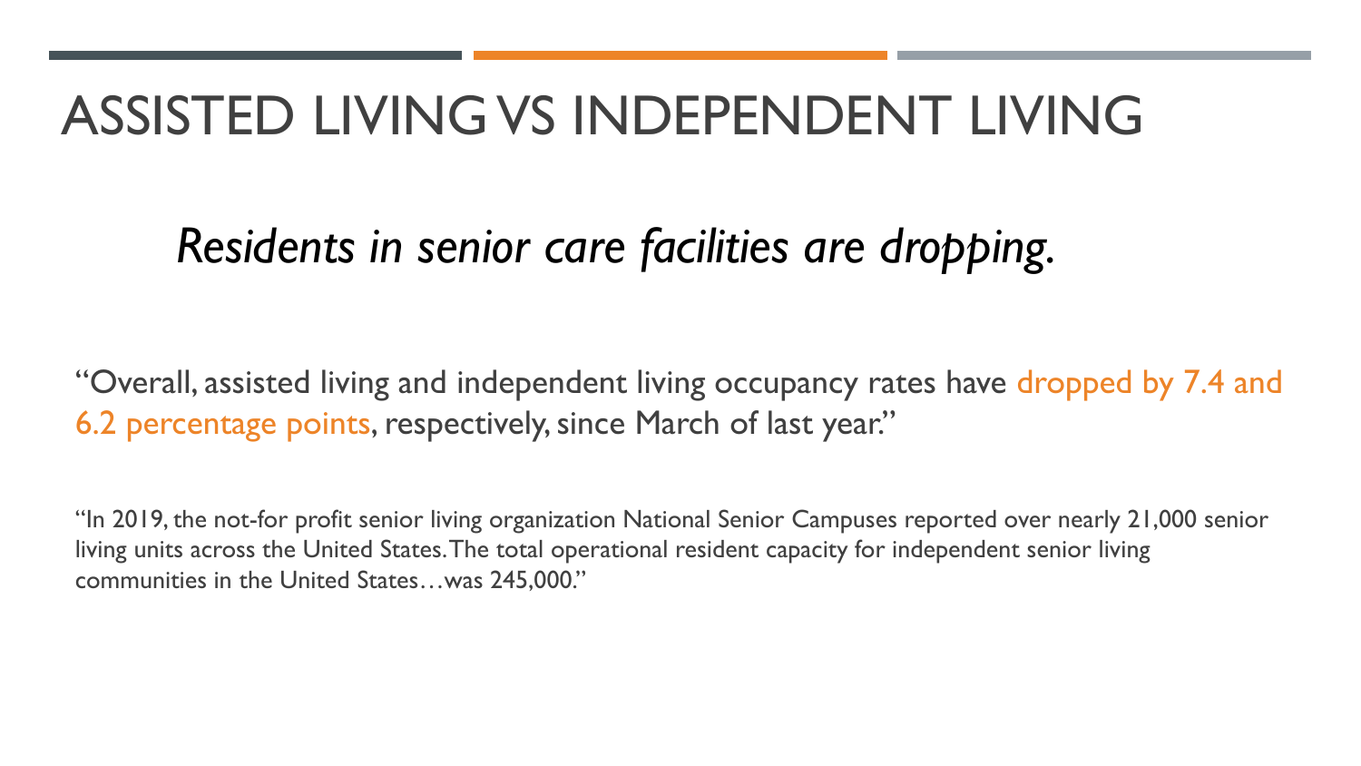# ASSISTED LIVING VS INDEPENDENT LIVING

*Residents in senior care facilities are dropping.*

"Overall, assisted living and independent living occupancy rates have dropped by 7.4 and 6.2 percentage points, respectively, since March of last year."

"In 2019, the not-for profit senior living organization National Senior Campuses reported over nearly 21,000 senior living units across the United States. The total operational resident capacity for independent senior living communities in the United States…was 245,000."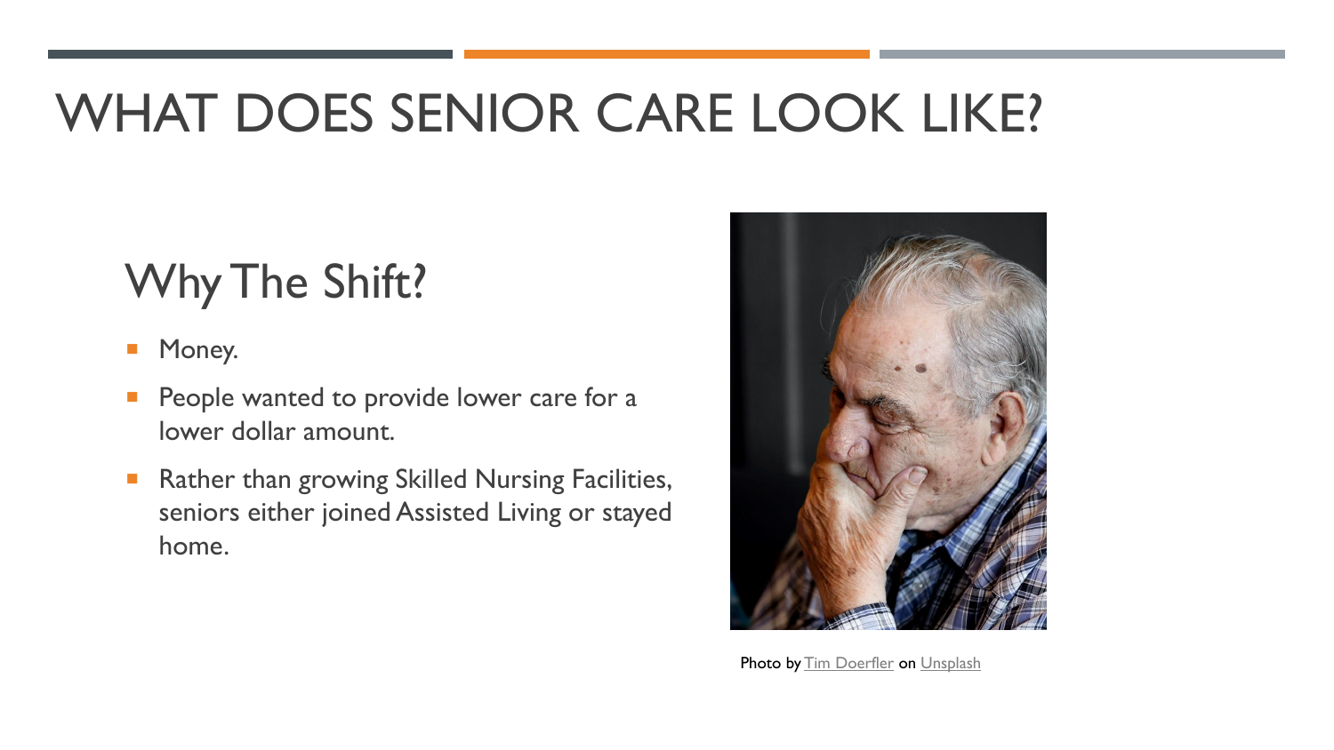# WHAT DOES SENIOR CARE LOOK LIKE?

## Why The Shift?

- Money.
- People wanted to provide lower care for a lower dollar amount.
- Rather than growing Skilled Nursing Facilities, seniors either joined Assisted Living or stayed home.

Photo by Tim Doerfler on Unsplash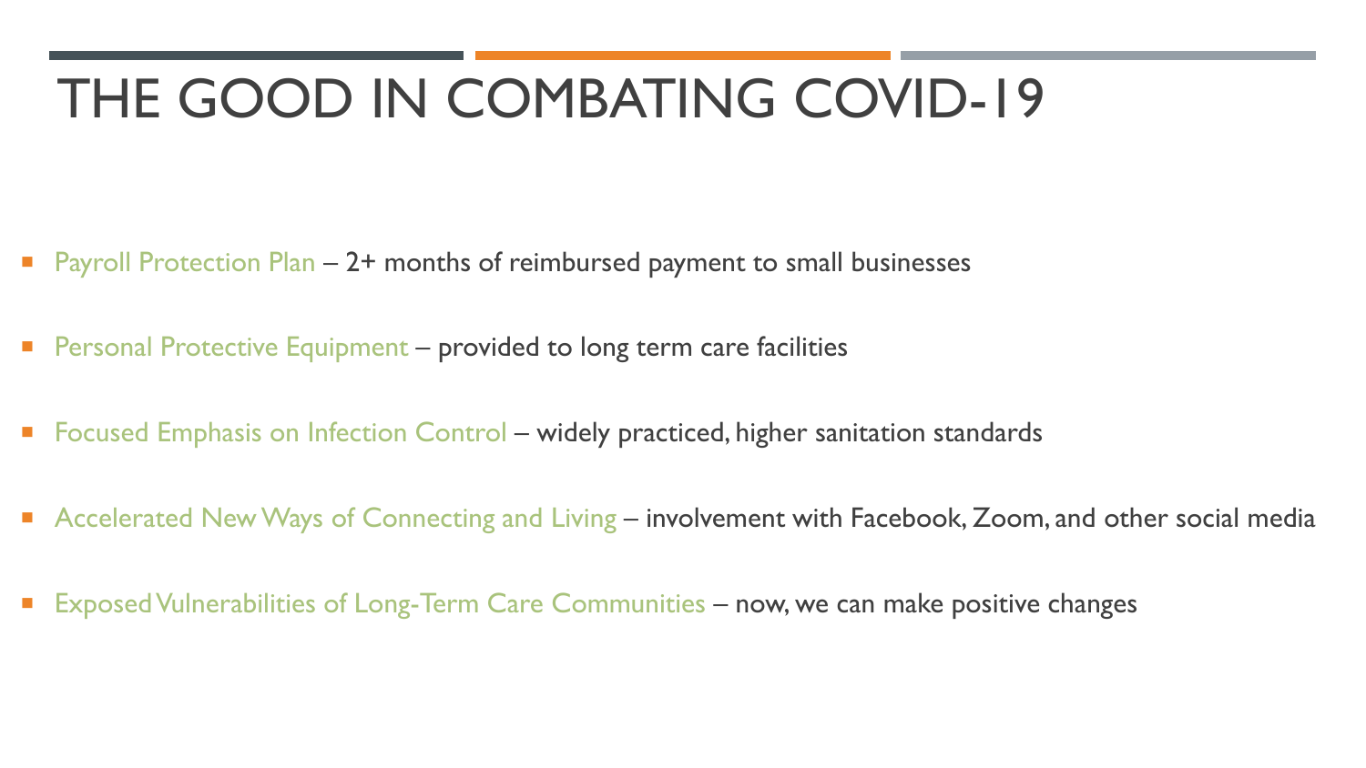# THE GOOD IN COMBATING COVID-19

- Payroll Protection Plan – 2+ months of reimbursed payment to small businesses
- Personal Protective Equipment – provided to long term care facilities
- Focused Emphasis on Infection Control – widely practiced, higher sanitation standards
- Accelerated New Ways of Connecting and Living – involvement with Facebook, Zoom, and other social media
- Exposed Vulnerabilities of Long-Term Care Communities – now, we can make positive changes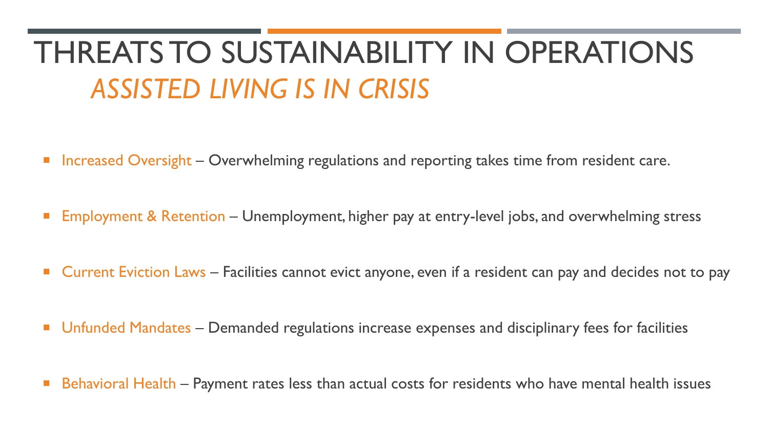# THREATS TO SUSTAINABILITY IN OPERATIONS

## *ASSISTED LIVING IS IN CRISIS*

- Increased Oversight – Overwhelming regulations and reporting takes time from resident care.
- Employment & Retention – Unemployment, higher pay at entry-level jobs, and overwhelming stress
- Current Eviction Laws – Facilities cannot evict anyone, even if a resident can pay and decides not to pay
- Unfunded Mandates – Demanded regulations increase expenses and disciplinary fees for facilities
- Behavioral Health – Payment rates less than actual costs for residents who have mental health issues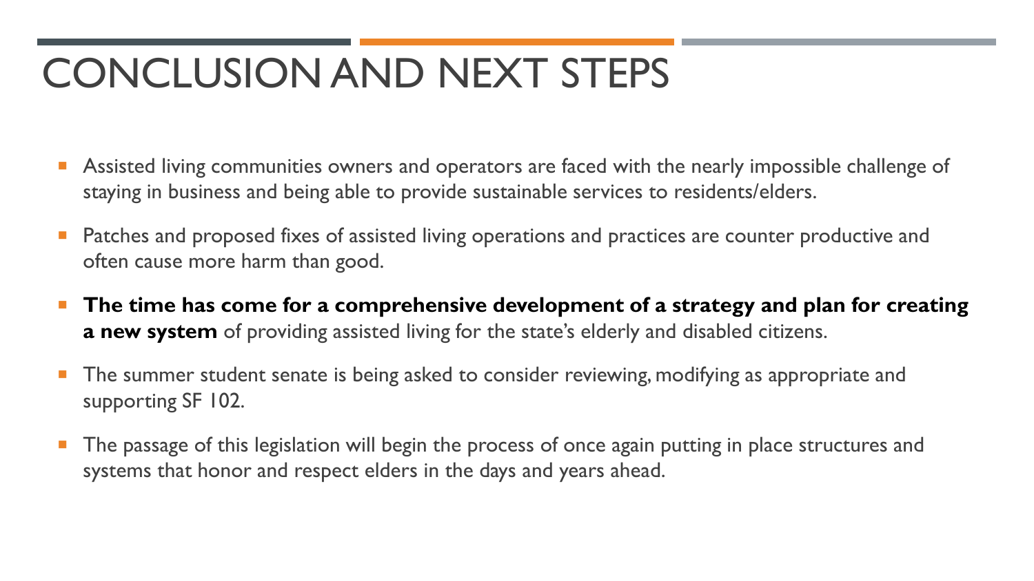# CONCLUSION AND NEXT STEPS

- Assisted living communities owners and operators are faced with the nearly impossible challenge of staying in business and being able to provide sustainable services to residents/elders.
- Patches and proposed fixes of assisted living operations and practices are counter productive and often cause more harm than good.
- **The time has come for a comprehensive development of a strategy and plan for creating a new system** of providing assisted living for the state's elderly and disabled citizens.
- The summer student senate is being asked to consider reviewing, modifying as appropriate and supporting SF 102.
- The passage of this legislation will begin the process of once again putting in place structures and systems that honor and respect elders in the days and years ahead.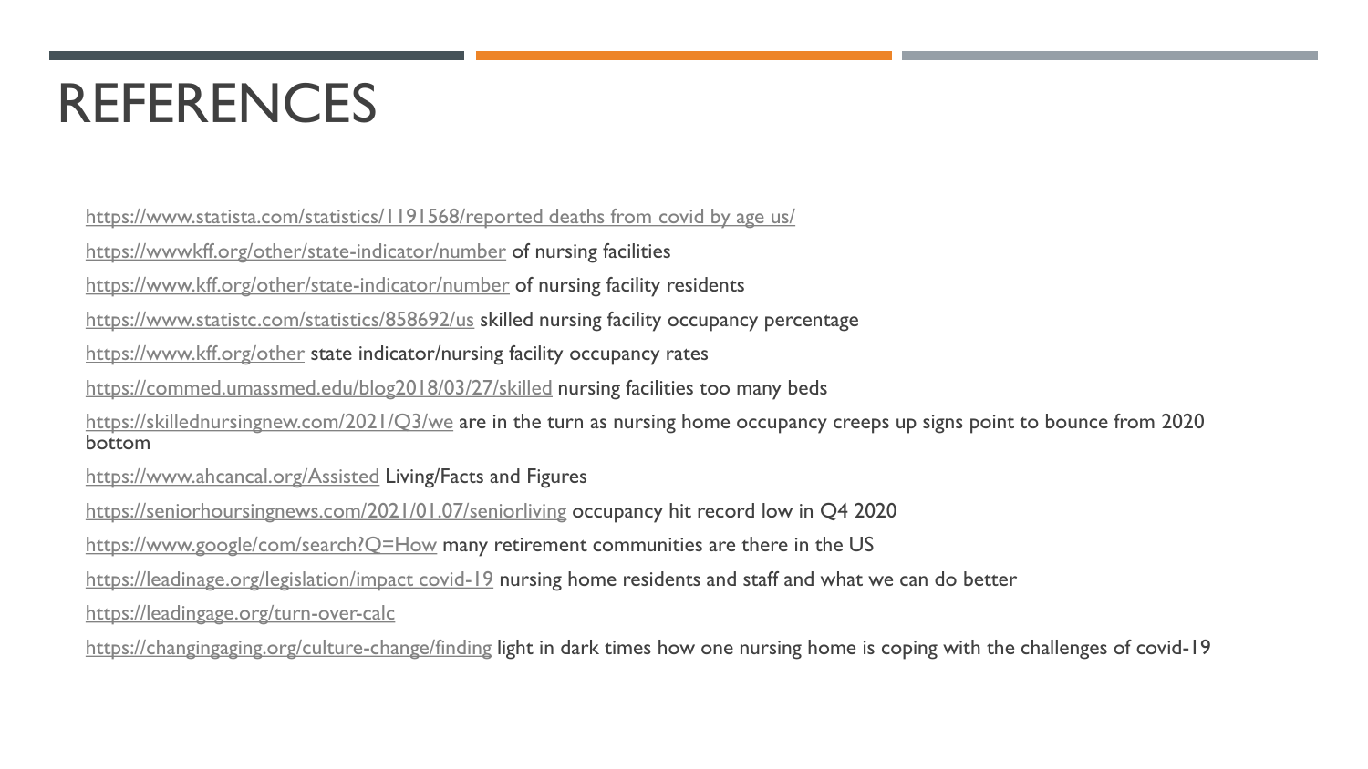# REFERENCES

https://www.statista.com/statistics/1191568/reported deaths from covid by age us/

https://wwwkff.org/other/state-indicator/number of nursing facilities

https://www.kff.org/other/state-indicator/number of nursing facility residents

https://www.statistc.com/statistics/858692/us skilled nursing facility occupancy percentage

https://www.kff.org/other state indicator/nursing facility occupancy rates

https://commed.umassmed.edu/blog2018/03/27/skilled nursing facilities too many beds

https://skillednursingnew.com/2021/Q3/we are in the turn as nursing home occupancy creeps up signs point to bounce from 2020 bottom

https://www.ahcancal.org/Assisted Living/Facts and Figures

https://seniorhoursingnews.com/2021/01.07/seniorliving occupancy hit record low in Q4 2020

https://www.google/com/search?Q=How many retirement communities are there in the US

https://leadinage.org/legislation/impact covid-19 nursing home residents and staff and what we can do better

https://leadingage.org/turn-over-calc

https://changingaging.org/culture-change/finding light in dark times how one nursing home is coping with the challenges of covid-19